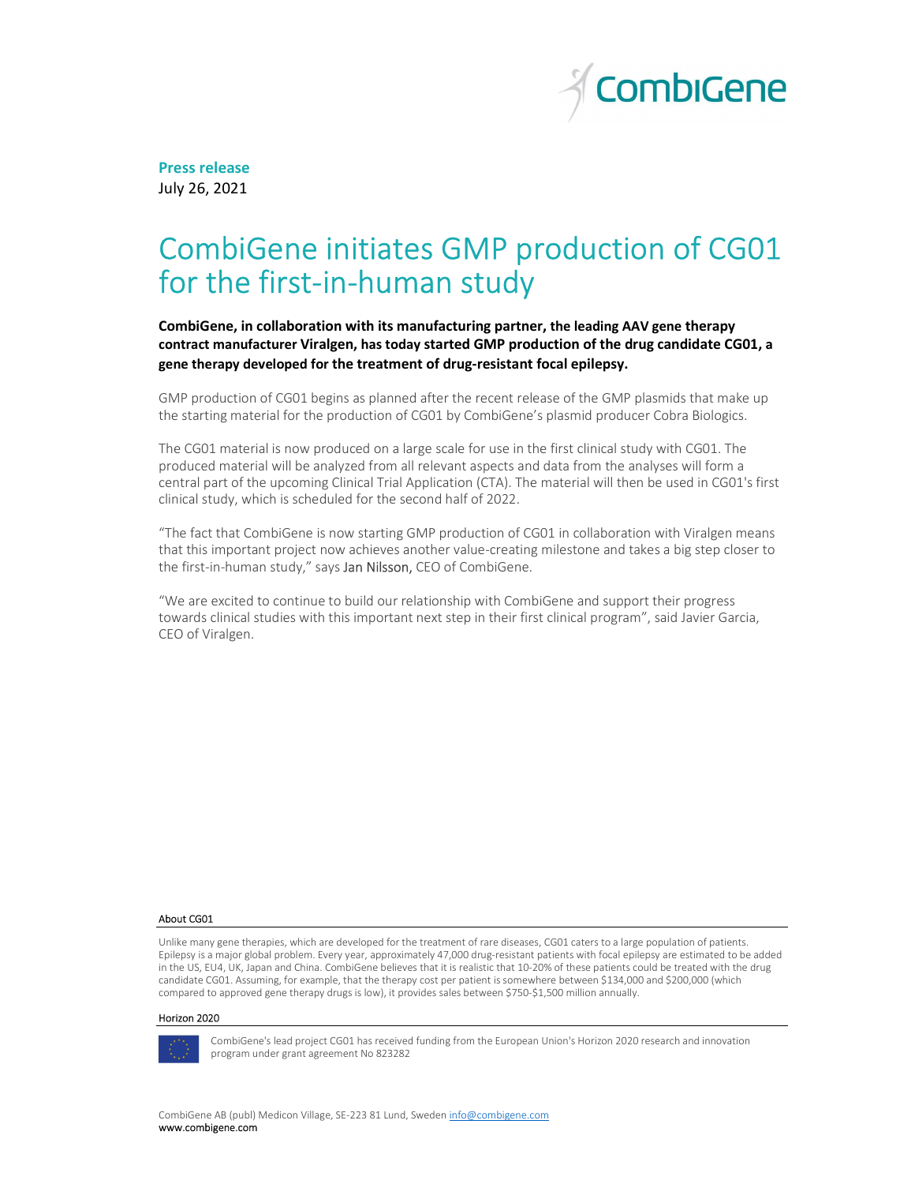**Press release**
July 26, 2021

# CombiGene initiates GMP production of CG01 for the first-in-human study

**CombiGene, in collaboration with its manufacturing partner, the leading AAV gene therapy contract manufacturer Viralgen, has today started GMP production of the drug candidate CG01, a gene therapy developed for the treatment of drug-resistant focal epilepsy.**

GMP production of CG01 begins as planned after the recent release of the GMP plasmids that make up the starting material for the production of CG01 by CombiGene's plasmid producer Cobra Biologics.

The CG01 material is now produced on a large scale for use in the first clinical study with CG01. The produced material will be analyzed from all relevant aspects and data from the analyses will form a central part of the upcoming Clinical Trial Application (CTA). The material will then be used in CG01's first clinical study, which is scheduled for the second half of 2022.

"The fact that CombiGene is now starting GMP production of CG01 in collaboration with Viralgen means that this important project now achieves another value-creating milestone and takes a big step closer to the first-in-human study," says Jan Nilsson, CEO of CombiGene.

"We are excited to continue to build our relationship with CombiGene and support their progress towards clinical studies with this important next step in their first clinical program", said Javier Garcia, CEO of Viralgen.

## About CG01

Unlike many gene therapies, which are developed for the treatment of rare diseases, CG01 caters to a large population of patients. Epilepsy is a major global problem. Every year, approximately 47,000 drug-resistant patients with focal epilepsy are estimated to be added in the US, EU4, UK, Japan and China. CombiGene believes that it is realistic that 10-20% of these patients could be treated with the drug candidate CG01. Assuming, for example, that the therapy cost per patient is somewhere between $134,000 and $200,000 (which compared to approved gene therapy drugs is low), it provides sales between $750-$1,500 million annually.

## Horizon 2020

CombiGene's lead project CG01 has received funding from the European Union's Horizon 2020 research and innovation program under grant agreement No 823282

CombiGene AB (publ) Medicon Village, SE-223 81 Lund, Sweden info@combigene.com
www.combigene.com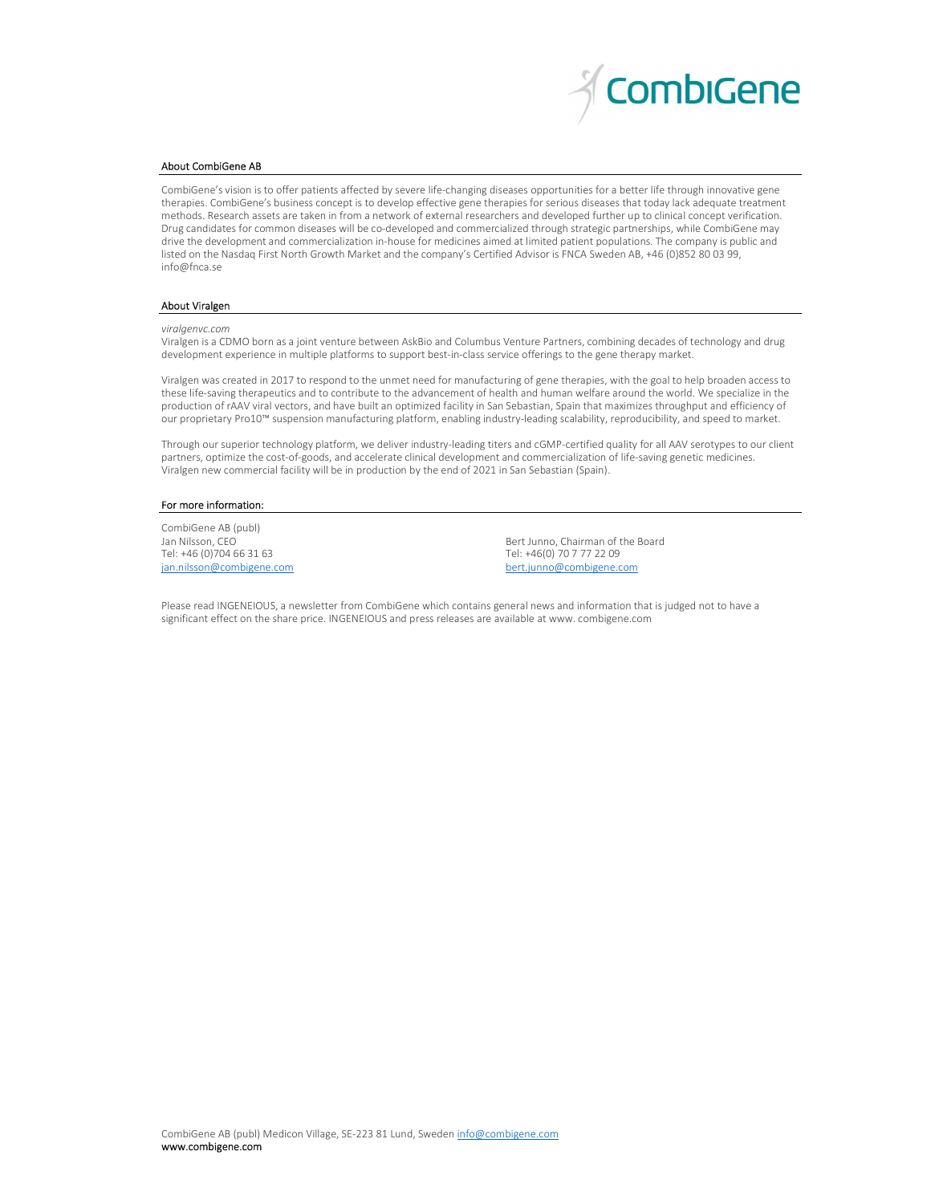## About CombiGene AB

CombiGene's vision is to offer patients affected by severe life-changing diseases opportunities for a better life through innovative gene therapies. CombiGene's business concept is to develop effective gene therapies for serious diseases that today lack adequate treatment methods. Research assets are taken in from a network of external researchers and developed further up to clinical concept verification. Drug candidates for common diseases will be co-developed and commercialized through strategic partnerships, while CombiGene may drive the development and commercialization in-house for medicines aimed at limited patient populations. The company is public and listed on the Nasdaq First North Growth Market and the company's Certified Advisor is FNCA Sweden AB, +46 (0)852 80 03 99, info@fnca.se

## About Viralgen

*viralgenvc.com*

Viralgen is a CDMO born as a joint venture between AskBio and Columbus Venture Partners, combining decades of technology and drug development experience in multiple platforms to support best-in-class service offerings to the gene therapy market.

Viralgen was created in 2017 to respond to the unmet need for manufacturing of gene therapies, with the goal to help broaden access to these life-saving therapeutics and to contribute to the advancement of health and human welfare around the world. We specialize in the production of rAAV viral vectors, and have built an optimized facility in San Sebastian, Spain that maximizes throughput and efficiency of our proprietary Pro10™ suspension manufacturing platform, enabling industry-leading scalability, reproducibility, and speed to market.

Through our superior technology platform, we deliver industry-leading titers and cGMP-certified quality for all AAV serotypes to our client partners, optimize the cost-of-goods, and accelerate clinical development and commercialization of life-saving genetic medicines. Viralgen new commercial facility will be in production by the end of 2021 in San Sebastian (Spain).

## For more information:

CombiGene AB (publ)
Jan Nilsson, CEO
Tel: +46 (0)704 66 31 63
jan.nilsson@combigene.com

Bert Junno, Chairman of the Board
Tel: +46(0) 70 7 77 22 09
bert.junno@combigene.com

Please read INGENEIOUS, a newsletter from CombiGene which contains general news and information that is judged not to have a significant effect on the share price. INGENEIOUS and press releases are available at www. combigene.com

CombiGene AB (publ) Medicon Village, SE-223 81 Lund, Sweden info@combigene.com
www.combigene.com